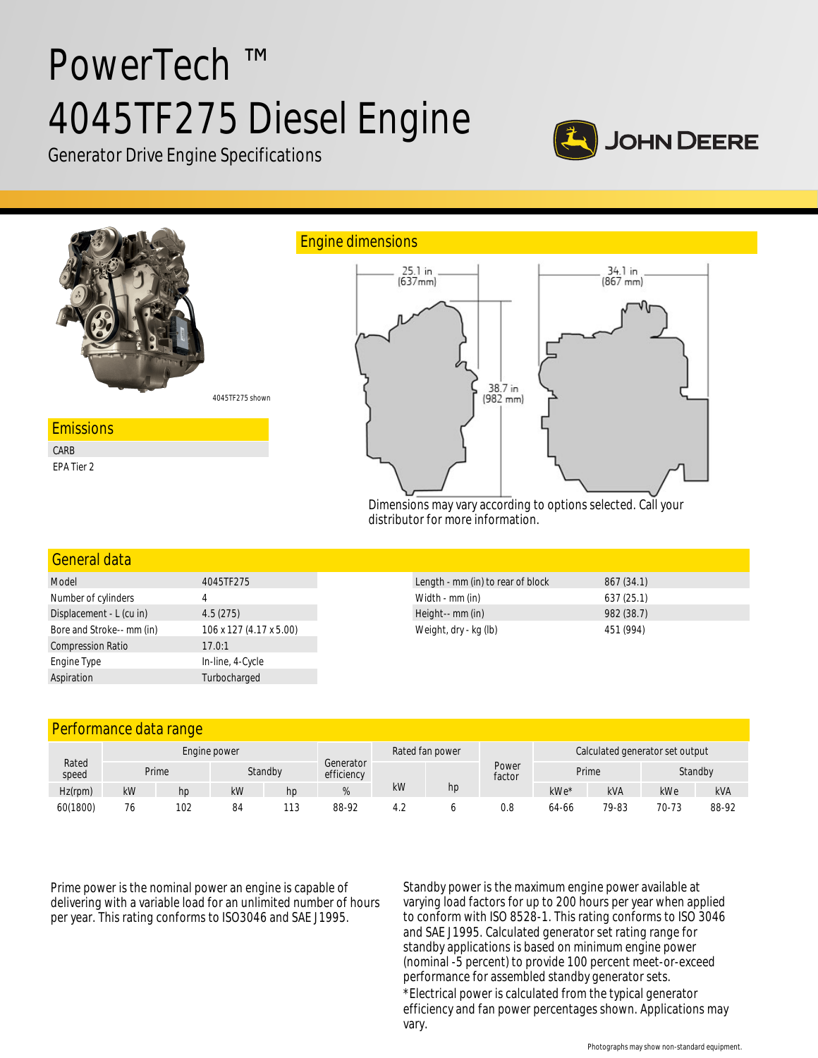# PowerTech ™ 4045TF275 Diesel Engine

Generator Drive Engine Specifications

JOHN DEERE

4045TF275 shown

## Engine dimensions

25.1 in (637mm)

34.1 in (867 mm)

38.7 in (982 mm)

Dimensions may vary according to options selected. Call your distributor for more information.

## Emissions

CARB

EPA Tier 2

## General data

| Model | 4045TF275 |
|---|---|
| Number of cylinders | 4 |
| Displacement - L (cu in) | 4.5 (275) |
| Bore and Stroke-- mm (in) | 106 x 127 (4.17 x 5.00) |
| Compression Ratio | 17.0:1 |
| Engine Type | In-line, 4-Cycle |
| Aspiration | Turbocharged |

| Length - mm (in) to rear of block | 867 (34.1) |
|---|---|
| Width - mm (in) | 637 (25.1) |
| Height-- mm (in) | 982 (38.7) |
| Weight, dry - kg (lb) | 451 (994) |

## Performance data range

| Rated speed | Engine power | | | | Generator efficiency | Rated fan power | | Power factor | Calculated generator set output | | | |
|---|---|---|---|---|---|---|---|---|---|---|---|---|
| | Prime | | Standby | | | | | | Prime | | Standby | |
| Hz(rpm) | kW | hp | kW | hp | % | kW | hp | | kWe* | kVA | kWe | kVA |
| 60(1800) | 76 | 102 | 84 | 113 | 88-92 | 4.2 | 6 | 0.8 | 64-66 | 79-83 | 70-73 | 88-92 |

Prime power is the nominal power an engine is capable of delivering with a variable load for an unlimited number of hours per year. This rating conforms to ISO3046 and SAE J1995.

Standby power is the maximum engine power available at varying load factors for up to 200 hours per year when applied to conform with ISO 8528-1. This rating conforms to ISO 3046 and SAE J1995. Calculated generator set rating range for standby applications is based on minimum engine power (nominal -5 percent) to provide 100 percent meet-or-exceed performance for assembled standby generator sets.

*Electrical power is calculated from the typical generator efficiency and fan power percentages shown. Applications may vary.

Photographs may show non-standard equipment.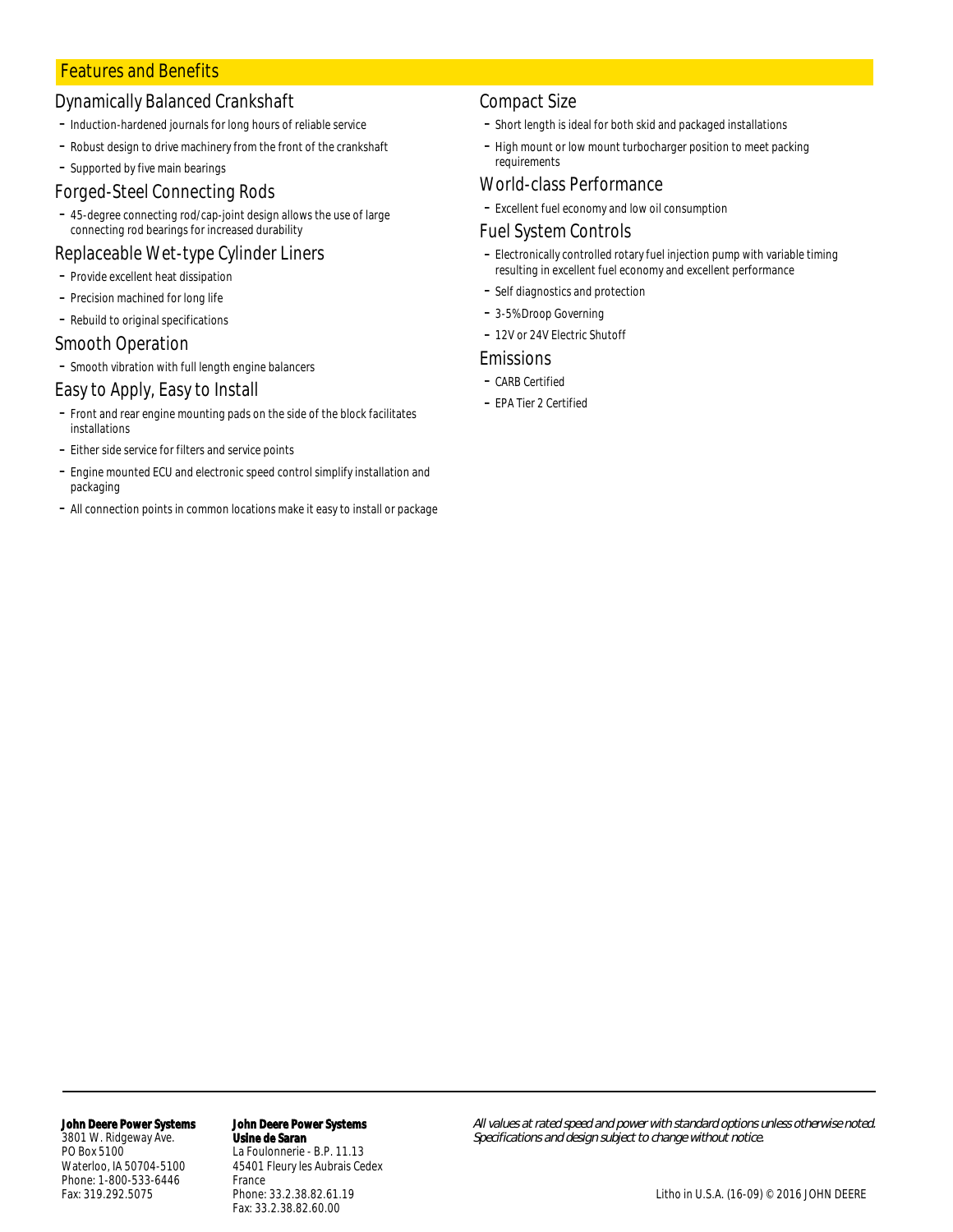## Features and Benefits

### Dynamically Balanced Crankshaft

- Induction-hardened journals for long hours of reliable service
- Robust design to drive machinery from the front of the crankshaft
- Supported by five main bearings

### Forged-Steel Connecting Rods

- 45-degree connecting rod/cap-joint design allows the use of large connecting rod bearings for increased durability

### Replaceable Wet-type Cylinder Liners

- Provide excellent heat dissipation
- Precision machined for long life
- Rebuild to original specifications

### Smooth Operation

- Smooth vibration with full length engine balancers

### Easy to Apply, Easy to Install

- Front and rear engine mounting pads on the side of the block facilitates installations
- Either side service for filters and service points
- Engine mounted ECU and electronic speed control simplify installation and packaging
- All connection points in common locations make it easy to install or package

### Compact Size

- Short length is ideal for both skid and packaged installations
- High mount or low mount turbocharger position to meet packing requirements

### World-class Performance

- Excellent fuel economy and low oil consumption

### Fuel System Controls

- Electronically controlled rotary fuel injection pump with variable timing resulting in excellent fuel economy and excellent performance
- Self diagnostics and protection
- 3-5% Droop Governing
- 12V or 24V Electric Shutoff

### Emissions

- CARB Certified
- EPA Tier 2 Certified

---

**John Deere Power Systems**
3801 W. Ridgeway Ave.
PO Box 5100
Waterloo, IA 50704-5100
Phone: 1-800-533-6446
Fax: 319.292.5075

**John Deere Power Systems**
**Usine de Saran**
La Foulonnerie - B.P. 11.13
45401 Fleury les Aubrais Cedex
France
Phone: 33.2.38.82.61.19
Fax: 33.2.38.82.60.00

*All values at rated speed and power with standard options unless otherwise noted. Specifications and design subject to change without notice.*

Litho in U.S.A. (16-09) © 2016 JOHN DEERE